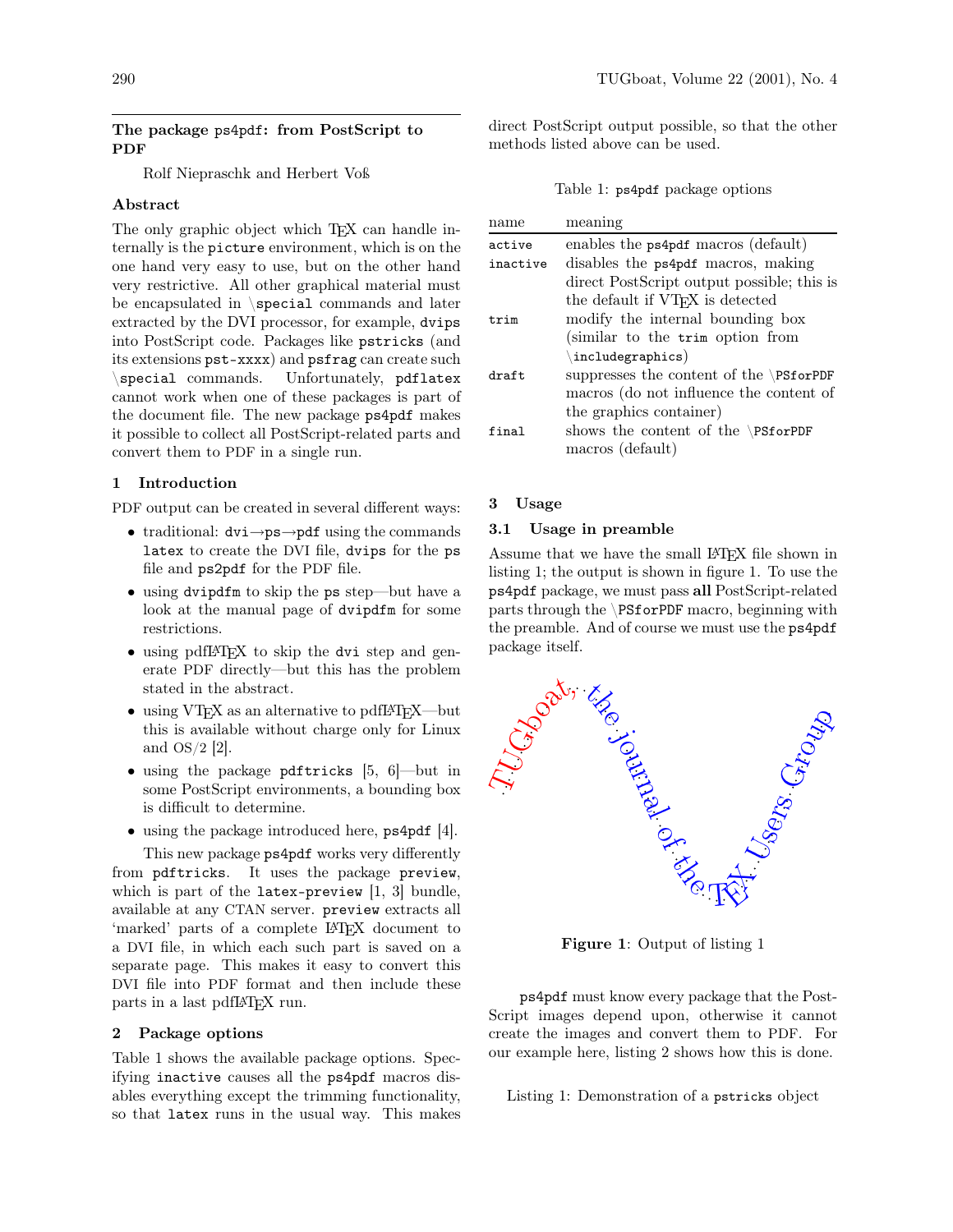## The package `ps4pdf`: from PostScript to PDF

Rolf Niepraschk and Herbert Voß

### Abstract

The only graphic object which TeX can handle internally is the `picture` environment, which is on the one hand very easy to use, but on the other hand very restrictive. All other graphical material must be encapsulated in `\special` commands and later extracted by the DVI processor, for example, `dvips` into PostScript code. Packages like `pstricks` (and its extensions `pst-xxxx`) and `psfrag` can create such `\special` commands. Unfortunately, `pdflatex` cannot work when one of these packages is part of the document file. The new package `ps4pdf` makes it possible to collect all PostScript-related parts and convert them to PDF in a single run.

### 1 Introduction

PDF output can be created in several different ways:

- traditional: `dvi`→`ps`→`pdf` using the commands `latex` to create the DVI file, `dvips` for the `ps` file and `ps2pdf` for the PDF file.
- using `dvipdfm` to skip the `ps` step—but have a look at the manual page of `dvipdfm` for some restrictions.
- using pdfLaTeX to skip the `dvi` step and generate PDF directly—but this has the problem stated in the abstract.
- using VTeX as an alternative to pdfLaTeX—but this is available without charge only for Linux and OS/2 [2].
- using the package `pdftricks` [5, 6]—but in some PostScript environments, a bounding box is difficult to determine.
- using the package introduced here, `ps4pdf` [4].

This new package `ps4pdf` works very differently from `pdftricks`. It uses the package `preview`, which is part of the `latex-preview` [1, 3] bundle, available at any CTAN server. `preview` extracts all 'marked' parts of a complete LaTeX document to a DVI file, in which each such part is saved on a separate page. This makes it easy to convert this DVI file into PDF format and then include these parts in a last pdfLaTeX run.

### 2 Package options

Table 1 shows the available package options. Specifying `inactive` causes all the `ps4pdf` macros disables everything except the trimming functionality, so that `latex` runs in the usual way. This makes direct PostScript output possible, so that the other methods listed above can be used.

Table 1: `ps4pdf` package options

| name | meaning |
|---|---|
| `active` | enables the `ps4pdf` macros (default) |
| `inactive` | disables the `ps4pdf` macros, making direct PostScript output possible; this is the default if VTeX is detected |
| `trim` | modify the internal bounding box (similar to the `trim` option from `\includegraphics`) |
| `draft` | suppresses the content of the `\PSforPDF` macros (do not influence the content of the graphics container) |
| `final` | shows the content of the `\PSforPDF` macros (default) |

### 3 Usage

#### 3.1 Usage in preamble

Assume that we have the small LaTeX file shown in listing 1; the output is shown in figure 1. To use the `ps4pdf` package, we must pass **all** PostScript-related parts through the `\PSforPDF` macro, beginning with the preamble. And of course we must use the `ps4pdf` package itself.

TUGboat, the journal of the TeX Users Group

**Figure 1**: Output of listing 1

`ps4pdf` must know every package that the PostScript images depend upon, otherwise it cannot create the images and convert them to PDF. For our example here, listing 2 shows how this is done.

Listing 1: Demonstration of a `pstricks` object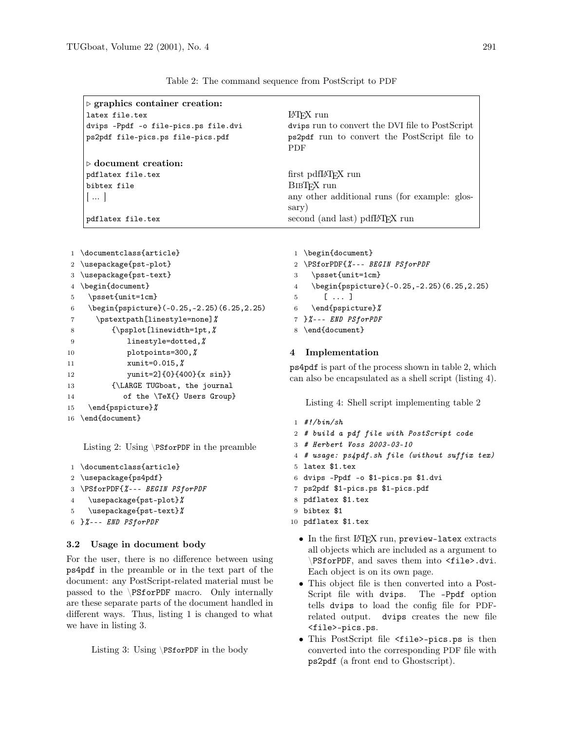Table 2: The command sequence from PostScript to PDF

| Command | Description |
|---|---|
| ▷ **graphics container creation:** | |
| `latex file.tex` | LaTeX run |
| `dvips -Ppdf -o file-pics.ps file.dvi` | `dvips` run to convert the DVI file to PostScript |
| `ps2pdf file-pics.ps file-pics.pdf` | `ps2pdf` run to convert the PostScript file to PDF |
| ▷ **document creation:** | |
| `pdflatex file.tex` | first pdfLaTeX run |
| `bibtex file` | BibTeX run |
| [ ... ] | any other additional runs (for example: glossary) |
| `pdflatex file.tex` | second (and last) pdfLaTeX run |

```
1  \documentclass{article}
2  \usepackage{pst-plot}
3  \usepackage{pst-text}
4  \begin{document}
5    \psset{unit=1cm}
6    \begin{pspicture}(-0.25,-2.25)(6.25,2.25)
7      \pstextpath[linestyle=none]%
8         {\psplot[linewidth=1pt,%
9             linestyle=dotted,%
10            plotpoints=300,%
11            xunit=0.015,%
12            yunit=2]{0}{400}{x sin}}
13        {\LARGE TUGboat, the journal
14           of the \TeX{} Users Group}
15   \end{pspicture}%
16 \end{document}
```

Listing 2: Using \PSforPDF in the preamble

```
1 \documentclass{article}
2 \usepackage{ps4pdf}
3 \PSforPDF{%--- BEGIN PSforPDF
4   \usepackage{pst-plot}%
5   \usepackage{pst-text}%
6 }%--- END PSforPDF
```

### 3.2 Usage in document body

For the user, there is no difference between using `ps4pdf` in the preamble or in the text part of the document: any PostScript-related material must be passed to the \PSforPDF macro. Only internally are these separate parts of the document handled in different ways. Thus, listing 1 is changed to what we have in listing 3.

Listing 3: Using \PSforPDF in the body

```
1 \begin{document}
2 \PSforPDF{%--- BEGIN PSforPDF
3   \psset{unit=1cm}
4   \begin{pspicture}(-0.25,-2.25)(6.25,2.25)
5     [ ... ]
6   \end{pspicture}%
7 }%--- END PSforPDF
8 \end{document}
```

## 4 Implementation

`ps4pdf` is part of the process shown in table 2, which can also be encapsulated as a shell script (listing 4).

Listing 4: Shell script implementing table 2

```
1  #!/bin/sh
2  # build a pdf file with PostScript code
3  # Herbert Voss 2003-03-10
4  # usage: ps4pdf.sh file (without suffix tex)
5  latex $1.tex
6  dvips -Ppdf -o $1-pics.ps $1.dvi
7  ps2pdf $1-pics.ps $1-pics.pdf
8  pdflatex $1.tex
9  bibtex $1
10 pdflatex $1.tex
```

- In the first LaTeX run, `preview-latex` extracts all objects which are included as a argument to \PSforPDF, and saves them into `<file>.dvi`. Each object is on its own page.
- This object file is then converted into a PostScript file with `dvips`. The `-Ppdf` option tells `dvips` to load the config file for PDF-related output. `dvips` creates the new file `<file>-pics.ps`.
- This PostScript file `<file>-pics.ps` is then converted into the corresponding PDF file with `ps2pdf` (a front end to Ghostscript).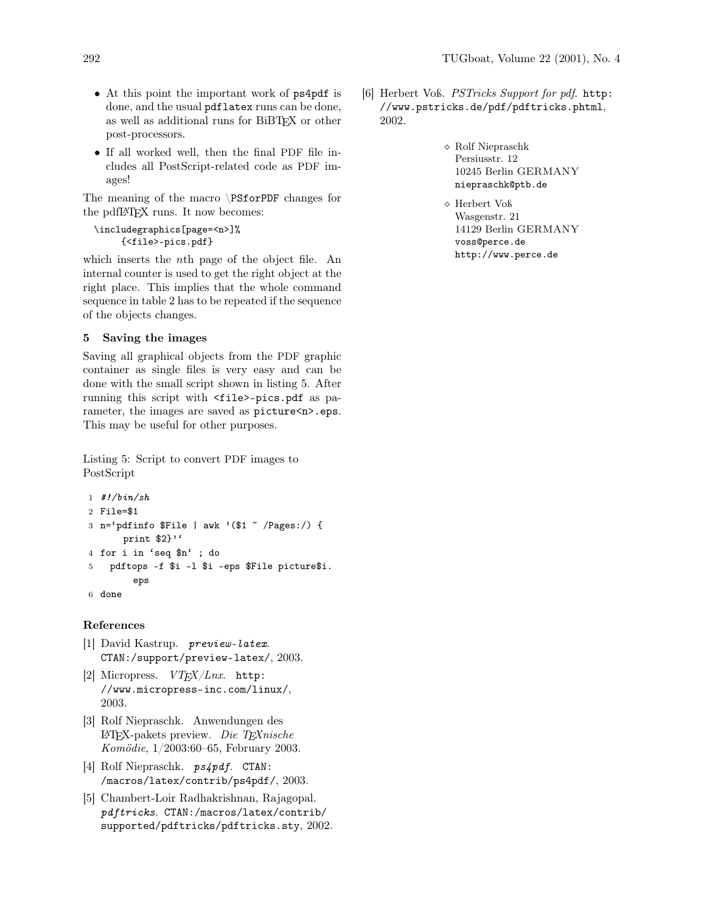- At this point the important work of ps4pdf is done, and the usual pdflatex runs can be done, as well as additional runs for BiBTEX or other post-processors.
- If all worked well, then the final PDF file includes all PostScript-related code as PDF images!

The meaning of the macro `\PSforPDF` changes for the pdfLATEX runs. It now becomes:

```
\includegraphics[page=<n>]%
    {<file>-pics.pdf}
```

which inserts the *n*th page of the object file. An internal counter is used to get the right object at the right place. This implies that the whole command sequence in table 2 has to be repeated if the sequence of the objects changes.

## 5 Saving the images

Saving all graphical objects from the PDF graphic container as single files is very easy and can be done with the small script shown in listing 5. After running this script with `<file>-pics.pdf` as parameter, the images are saved as `picture<n>.eps`. This may be useful for other purposes.

Listing 5: Script to convert PDF images to PostScript

```
1 #!/bin/sh
2 File=$1
3 n=`pdfinfo $File | awk '($1 ~ /Pages:/) {
      print $2}'`
4 for i in `seq $n` ; do
5   pdftops -f $i -l $i -eps $File picture$i.
        eps
6 done
```

## References

[1] David Kastrup. *preview-latex*. CTAN:/support/preview-latex/, 2003.

[2] Micropress. *VTEX/Lnx*. http://www.micropress-inc.com/linux/, 2003.

[3] Rolf Niepraschk. Anwendungen des LATEX-pakets preview. *Die TEXnische Komödie*, 1/2003:60–65, February 2003.

[4] Rolf Niepraschk. *ps4pdf*. CTAN:/macros/latex/contrib/ps4pdf/, 2003.

[5] Chambert-Loir Radhakrishnan, Rajagopal. *pdftricks*. CTAN:/macros/latex/contrib/supported/pdftricks/pdftricks.sty, 2002.

[6] Herbert Voß. *PSTricks Support for pdf*. http://www.pstricks.de/pdf/pdftricks.phtml, 2002.

◇ Rolf Niepraschk
Persiusstr. 12
10245 Berlin GERMANY
niepraschk@ptb.de

◇ Herbert Voß
Wasgenstr. 21
14129 Berlin GERMANY
voss@perce.de
http://www.perce.de